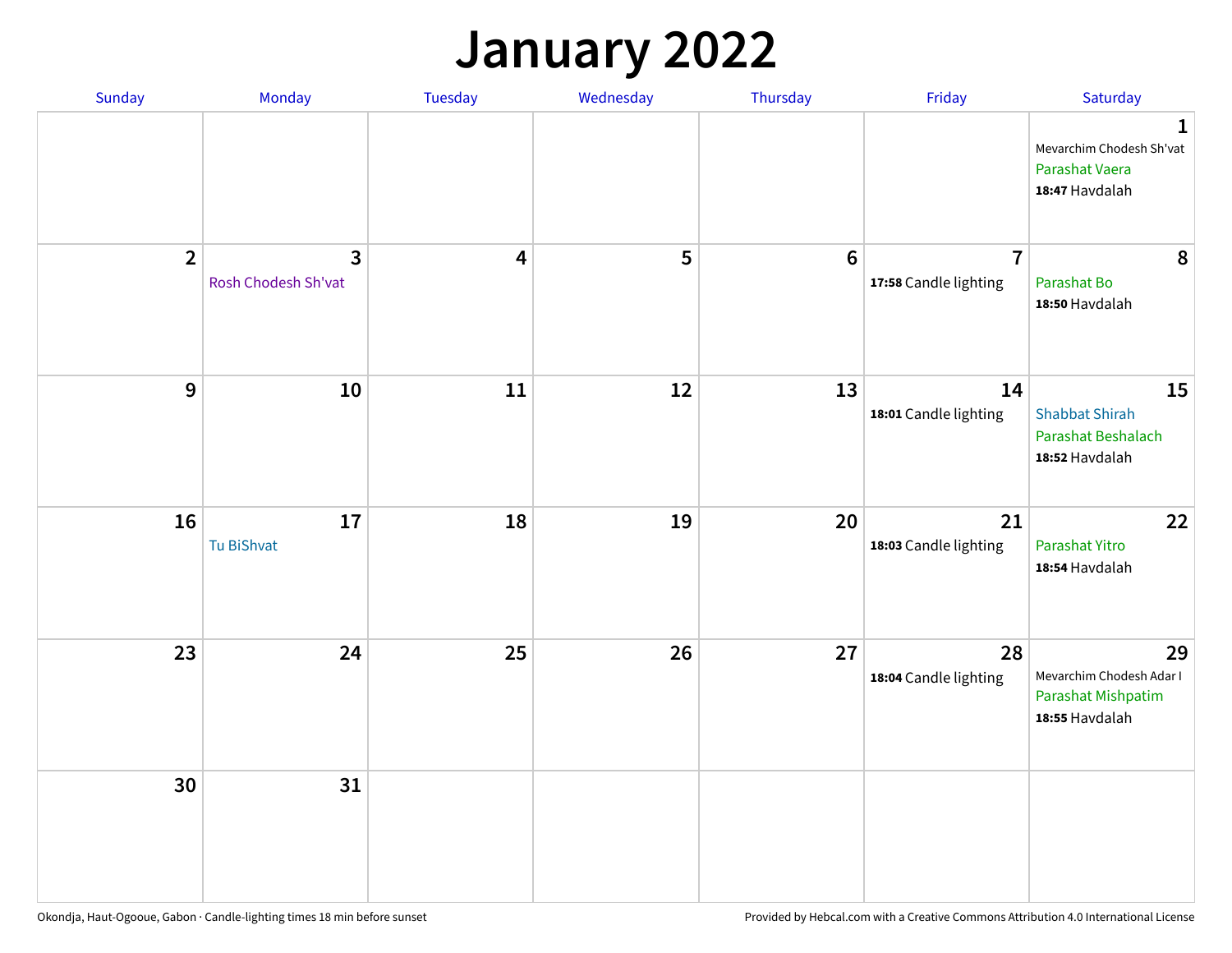# January 2022

| Sunday | Monday | Tuesday | Wednesday | Thursday | Friday | Saturday |
|---|---|---|---|---|---|---|
| | | | | | | 1<br>Mevarchim Chodesh Sh'vat<br>Parashat Vaera<br>**18:47** Havdalah |
| 2 | 3<br>Rosh Chodesh Sh'vat | 4 | 5 | 6 | 7<br>**17:58** Candle lighting | 8<br>Parashat Bo<br>**18:50** Havdalah |
| 9 | 10 | 11 | 12 | 13 | 14<br>**18:01** Candle lighting | 15<br>Shabbat Shirah<br>Parashat Beshalach<br>**18:52** Havdalah |
| 16 | 17<br>Tu BiShvat | 18 | 19 | 20 | 21<br>**18:03** Candle lighting | 22<br>Parashat Yitro<br>**18:54** Havdalah |
| 23 | 24 | 25 | 26 | 27 | 28<br>**18:04** Candle lighting | 29<br>Mevarchim Chodesh Adar I<br>Parashat Mishpatim<br>**18:55** Havdalah |
| 30 | 31 | | | | | |

Okondja, Haut-Ogooue, Gabon · Candle-lighting times 18 min before sunset

Provided by Hebcal.com with a Creative Commons Attribution 4.0 International License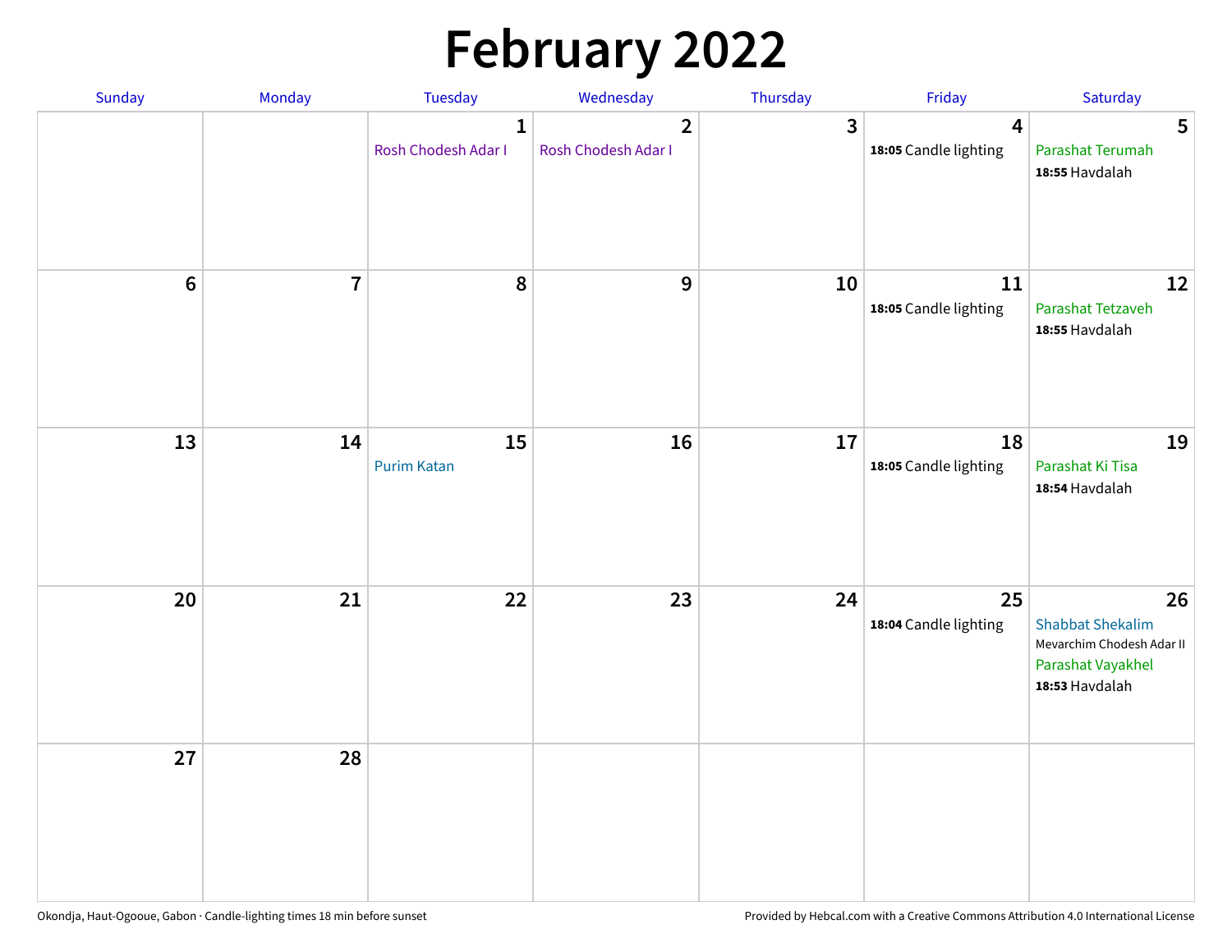# February 2022

| Sunday | Monday | Tuesday | Wednesday | Thursday | Friday | Saturday |
|---|---|---|---|---|---|---|
| | | 1 Rosh Chodesh Adar I | 2 Rosh Chodesh Adar I | 3 | 4 **18:05** Candle lighting | 5 Parashat Terumah **18:55** Havdalah |
| 6 | 7 | 8 | 9 | 10 | 11 **18:05** Candle lighting | 12 Parashat Tetzaveh **18:55** Havdalah |
| 13 | 14 | 15 Purim Katan | 16 | 17 | 18 **18:05** Candle lighting | 19 Parashat Ki Tisa **18:54** Havdalah |
| 20 | 21 | 22 | 23 | 24 | 25 **18:04** Candle lighting | 26 Shabbat Shekalim Mevarchim Chodesh Adar II Parashat Vayakhel **18:53** Havdalah |
| 27 | 28 | | | | | |

Okondja, Haut-Ogooue, Gabon · Candle-lighting times 18 min before sunset

Provided by Hebcal.com with a Creative Commons Attribution 4.0 International License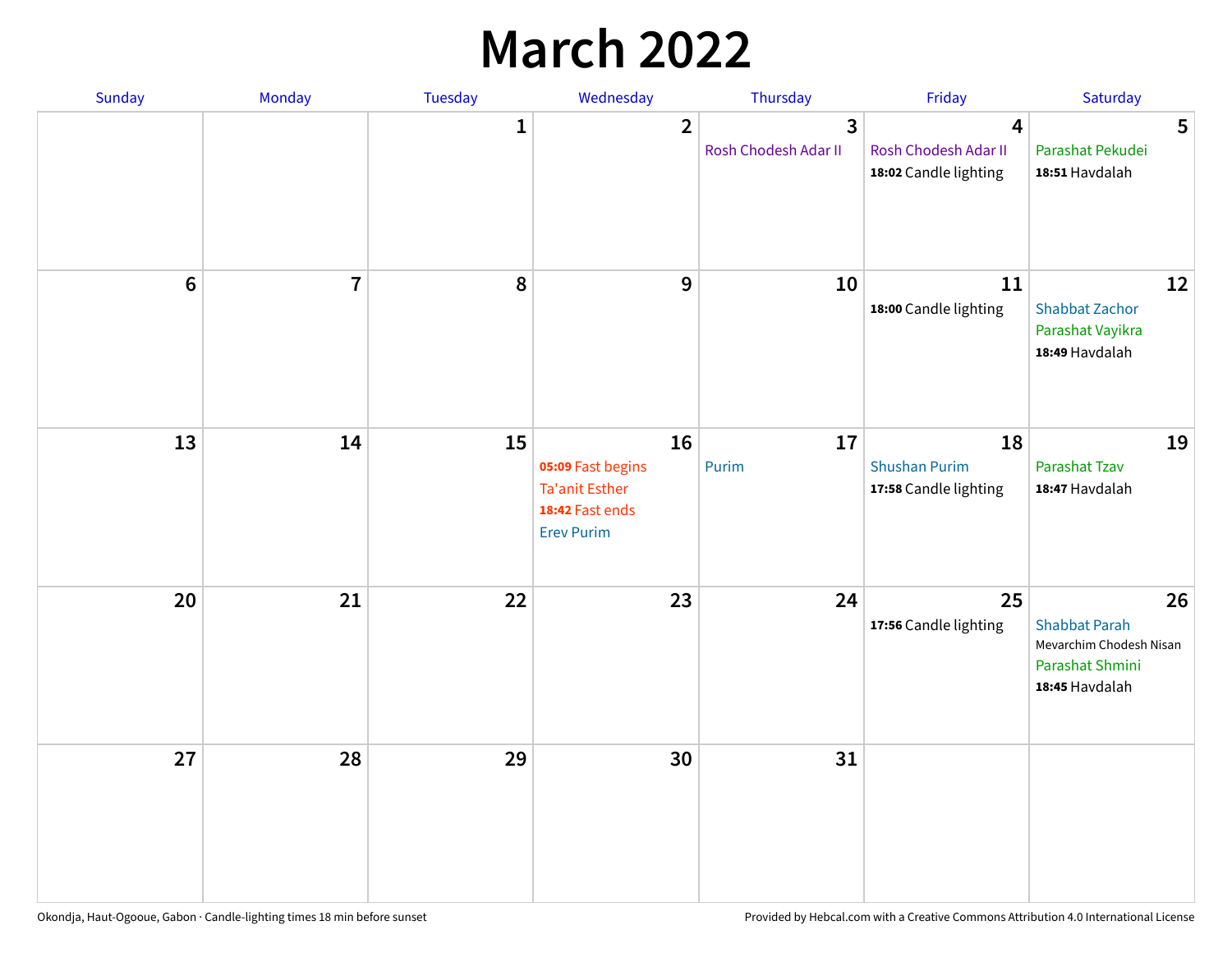# March 2022

| Sunday | Monday | Tuesday | Wednesday | Thursday | Friday | Saturday |
|---|---|---|---|---|---|---|
| | | 1 | 2 | 3<br>Rosh Chodesh Adar II | 4<br>Rosh Chodesh Adar II<br>**18:02** Candle lighting | 5<br>Parashat Pekudei<br>**18:51** Havdalah |
| 6 | 7 | 8 | 9 | 10 | 11<br>**18:00** Candle lighting | 12<br>Shabbat Zachor<br>Parashat Vayikra<br>**18:49** Havdalah |
| 13 | 14 | 15 | 16<br>**05:09** Fast begins<br>Ta'anit Esther<br>**18:42** Fast ends<br>Erev Purim | 17<br>Purim | 18<br>Shushan Purim<br>**17:58** Candle lighting | 19<br>Parashat Tzav<br>**18:47** Havdalah |
| 20 | 21 | 22 | 23 | 24 | 25<br>**17:56** Candle lighting | 26<br>Shabbat Parah<br>Mevarchim Chodesh Nisan<br>Parashat Shmini<br>**18:45** Havdalah |
| 27 | 28 | 29 | 30 | 31 | | |

Okondja, Haut-Ogooue, Gabon · Candle-lighting times 18 min before sunset

Provided by Hebcal.com with a Creative Commons Attribution 4.0 International License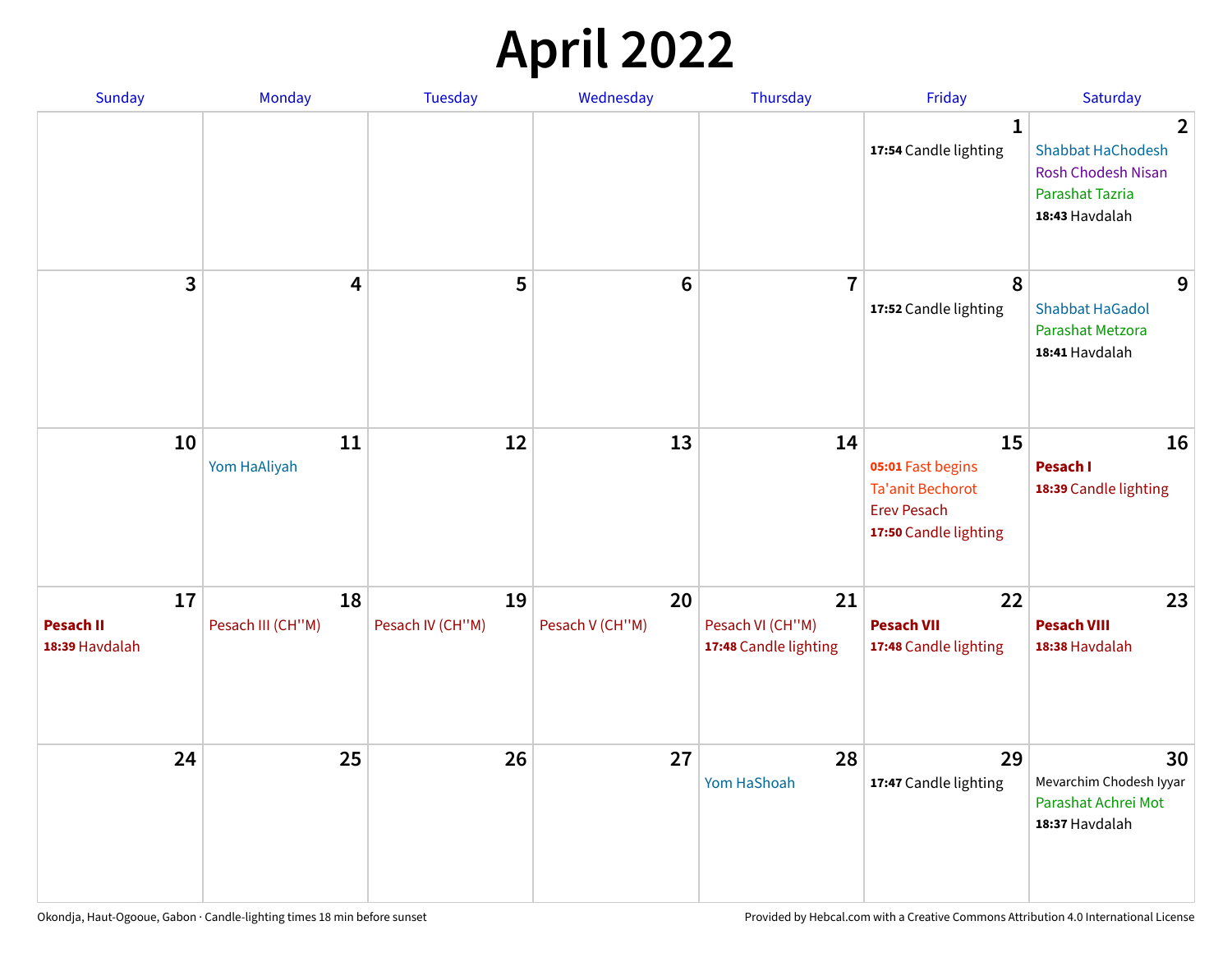# April 2022

| Sunday | Monday | Tuesday | Wednesday | Thursday | Friday | Saturday |
|---|---|---|---|---|---|---|
| | | | | | **1**<br>**17:54** Candle lighting | **2**<br>Shabbat HaChodesh<br>Rosh Chodesh Nisan<br>Parashat Tazria<br>**18:43** Havdalah |
| **3** | **4** | **5** | **6** | **7** | **8**<br>**17:52** Candle lighting | **9**<br>Shabbat HaGadol<br>Parashat Metzora<br>**18:41** Havdalah |
| **10** | **11**<br>Yom HaAliyah | **12** | **13** | **14** | **15**<br>**05:01** Fast begins<br>Ta'anit Bechorot<br>Erev Pesach<br>**17:50** Candle lighting | **16**<br>**Pesach I**<br>**18:39** Candle lighting |
| **17**<br>**Pesach II**<br>**18:39** Havdalah | **18**<br>Pesach III (CH''M) | **19**<br>Pesach IV (CH''M) | **20**<br>Pesach V (CH''M) | **21**<br>Pesach VI (CH''M)<br>**17:48** Candle lighting | **22**<br>**Pesach VII**<br>**17:48** Candle lighting | **23**<br>**Pesach VIII**<br>**18:38** Havdalah |
| **24** | **25** | **26** | **27** | **28**<br>Yom HaShoah | **29**<br>**17:47** Candle lighting | **30**<br>Mevarchim Chodesh Iyyar<br>Parashat Achrei Mot<br>**18:37** Havdalah |

Okondja, Haut-Ogooue, Gabon · Candle-lighting times 18 min before sunset

Provided by Hebcal.com with a Creative Commons Attribution 4.0 International License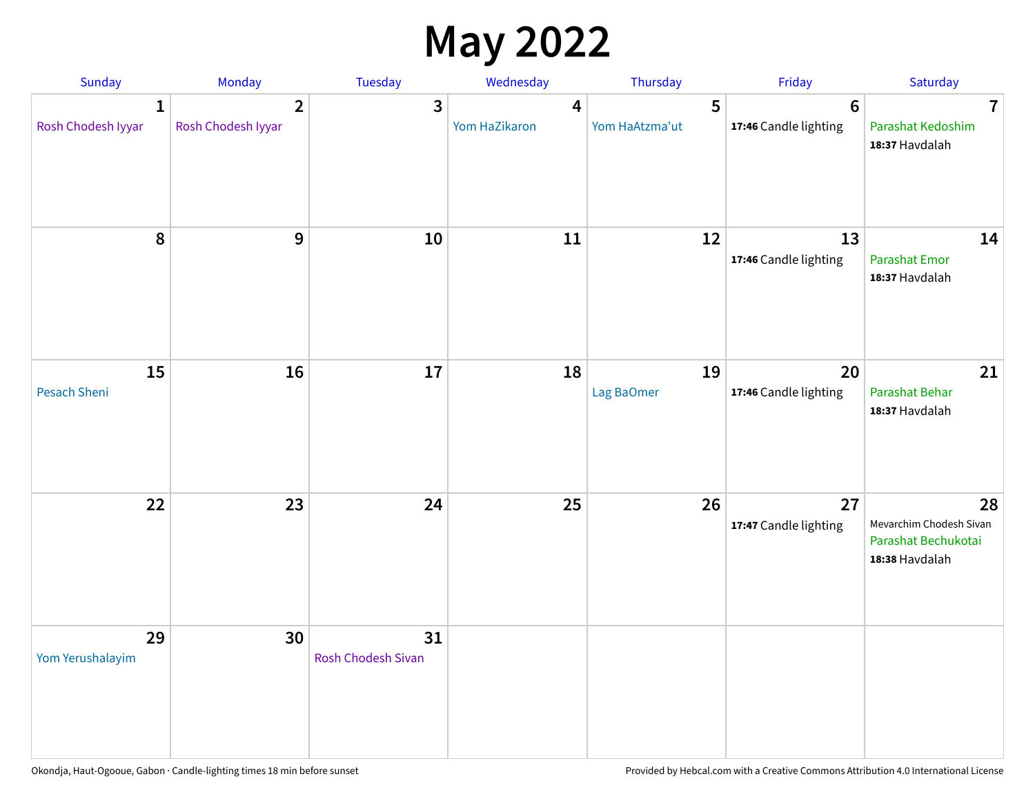# May 2022

| Sunday | Monday | Tuesday | Wednesday | Thursday | Friday | Saturday |
|---|---|---|---|---|---|---|
| **1** Rosh Chodesh Iyyar | **2** Rosh Chodesh Iyyar | **3** | **4** Yom HaZikaron | **5** Yom HaAtzma'ut | **6** **17:46** Candle lighting | **7** Parashat Kedoshim **18:37** Havdalah |
| **8** | **9** | **10** | **11** | **12** | **13** **17:46** Candle lighting | **14** Parashat Emor **18:37** Havdalah |
| **15** Pesach Sheni | **16** | **17** | **18** | **19** Lag BaOmer | **20** **17:46** Candle lighting | **21** Parashat Behar **18:37** Havdalah |
| **22** | **23** | **24** | **25** | **26** | **27** **17:47** Candle lighting | **28** Mevarchim Chodesh Sivan Parashat Bechukotai **18:38** Havdalah |
| **29** Yom Yerushalayim | **30** | **31** Rosh Chodesh Sivan | | | | |

Okondja, Haut-Ogoouе, Gabon · Candle-lighting times 18 min before sunset

Provided by Hebcal.com with a Creative Commons Attribution 4.0 International License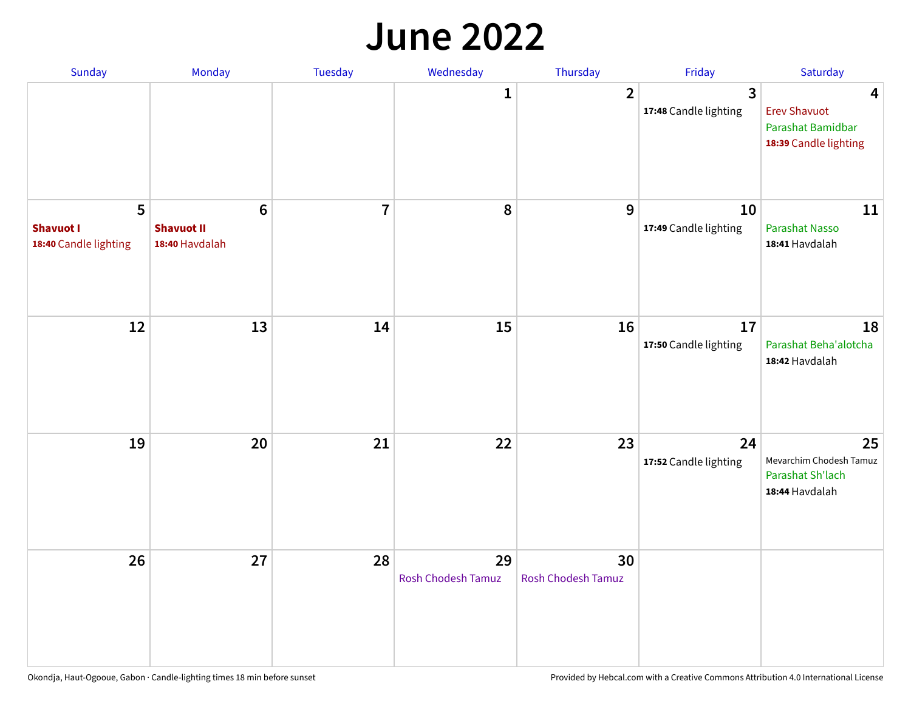# June 2022

| Sunday | Monday | Tuesday | Wednesday | Thursday | Friday | Saturday |
|---|---|---|---|---|---|---|
| | | | 1 | 2 | 3<br>**17:48** Candle lighting | 4<br>Erev Shavuot<br>Parashat Bamidbar<br>**18:39** Candle lighting |
| 5<br>**Shavuot I**<br>**18:40** Candle lighting | 6<br>**Shavuot II**<br>**18:40** Havdalah | 7 | 8 | 9 | 10<br>**17:49** Candle lighting | 11<br>Parashat Nasso<br>**18:41** Havdalah |
| 12 | 13 | 14 | 15 | 16 | 17<br>**17:50** Candle lighting | 18<br>Parashat Beha'alotcha<br>**18:42** Havdalah |
| 19 | 20 | 21 | 22 | 23 | 24<br>**17:52** Candle lighting | 25<br>Mevarchim Chodesh Tamuz<br>Parashat Sh'lach<br>**18:44** Havdalah |
| 26 | 27 | 28 | 29<br>Rosh Chodesh Tamuz | 30<br>Rosh Chodesh Tamuz | | |

Okondja, Haut-Ogooue, Gabon · Candle-lighting times 18 min before sunset

Provided by Hebcal.com with a Creative Commons Attribution 4.0 International License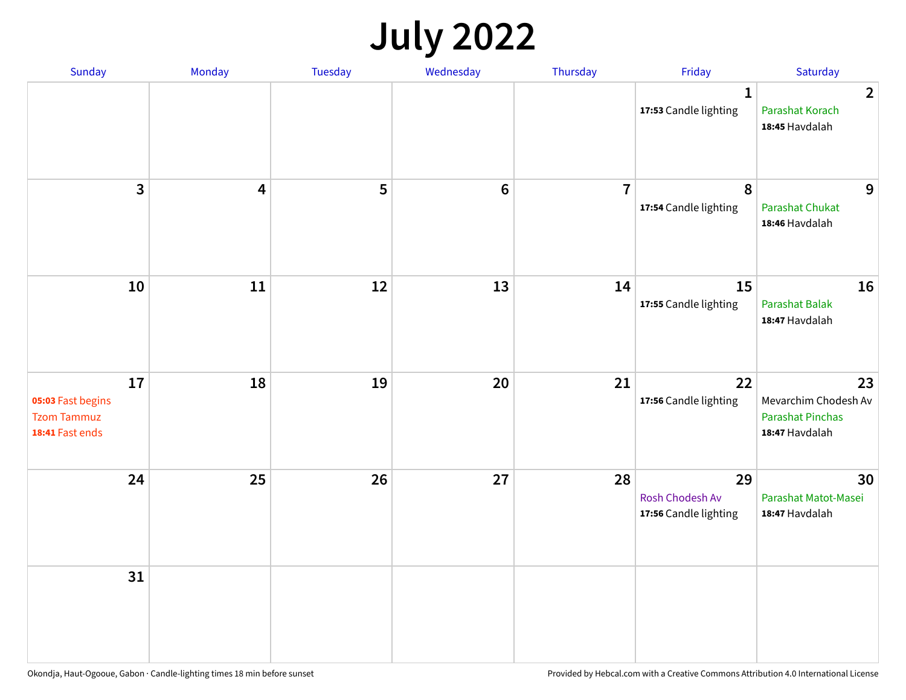# July 2022

| Sunday | Monday | Tuesday | Wednesday | Thursday | Friday | Saturday |
|---|---|---|---|---|---|---|
| | | | | | 1<br>**17:53** Candle lighting | 2<br>Parashat Korach<br>**18:45** Havdalah |
| 3 | 4 | 5 | 6 | 7 | 8<br>**17:54** Candle lighting | 9<br>Parashat Chukat<br>**18:46** Havdalah |
| 10 | 11 | 12 | 13 | 14 | 15<br>**17:55** Candle lighting | 16<br>Parashat Balak<br>**18:47** Havdalah |
| 17<br>**05:03** Fast begins<br>Tzom Tammuz<br>**18:41** Fast ends | 18 | 19 | 20 | 21 | 22<br>**17:56** Candle lighting | 23<br>Mevarchim Chodesh Av<br>Parashat Pinchas<br>**18:47** Havdalah |
| 24 | 25 | 26 | 27 | 28 | 29<br>Rosh Chodesh Av<br>**17:56** Candle lighting | 30<br>Parashat Matot-Masei<br>**18:47** Havdalah |
| 31 | | | | | | |

Okondja, Haut-Ogooue, Gabon · Candle-lighting times 18 min before sunset

Provided by Hebcal.com with a Creative Commons Attribution 4.0 International License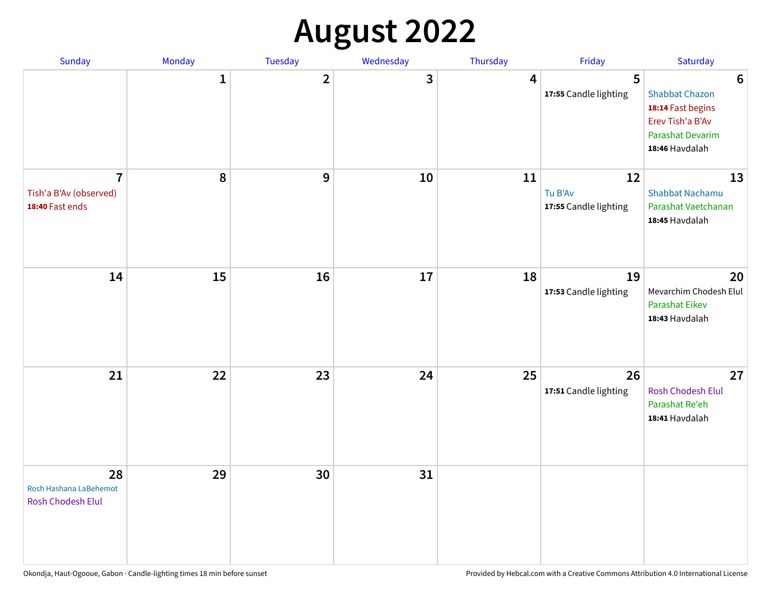# August 2022

| Sunday | Monday | Tuesday | Wednesday | Thursday | Friday | Saturday |
|---|---|---|---|---|---|---|
| | 1 | 2 | 3 | 4 | 5<br>**17:55** Candle lighting | 6<br>Shabbat Chazon<br>**18:14** Fast begins<br>Erev Tish'a B'Av<br>Parashat Devarim<br>**18:46** Havdalah |
| 7<br>Tish'a B'Av (observed)<br>**18:40** Fast ends | 8 | 9 | 10 | 11 | 12<br>Tu B'Av<br>**17:55** Candle lighting | 13<br>Shabbat Nachamu<br>Parashat Vaetchanan<br>**18:45** Havdalah |
| 14 | 15 | 16 | 17 | 18 | 19<br>**17:53** Candle lighting | 20<br>Mevarchim Chodesh Elul<br>Parashat Eikev<br>**18:43** Havdalah |
| 21 | 22 | 23 | 24 | 25 | 26<br>**17:51** Candle lighting | 27<br>Rosh Chodesh Elul<br>Parashat Re'eh<br>**18:41** Havdalah |
| 28<br>Rosh Hashana LaBehemot<br>Rosh Chodesh Elul | 29 | 30 | 31 | | | |

Okondja, Haut-Ogooue, Gabon · Candle-lighting times 18 min before sunset

Provided by Hebcal.com with a Creative Commons Attribution 4.0 International License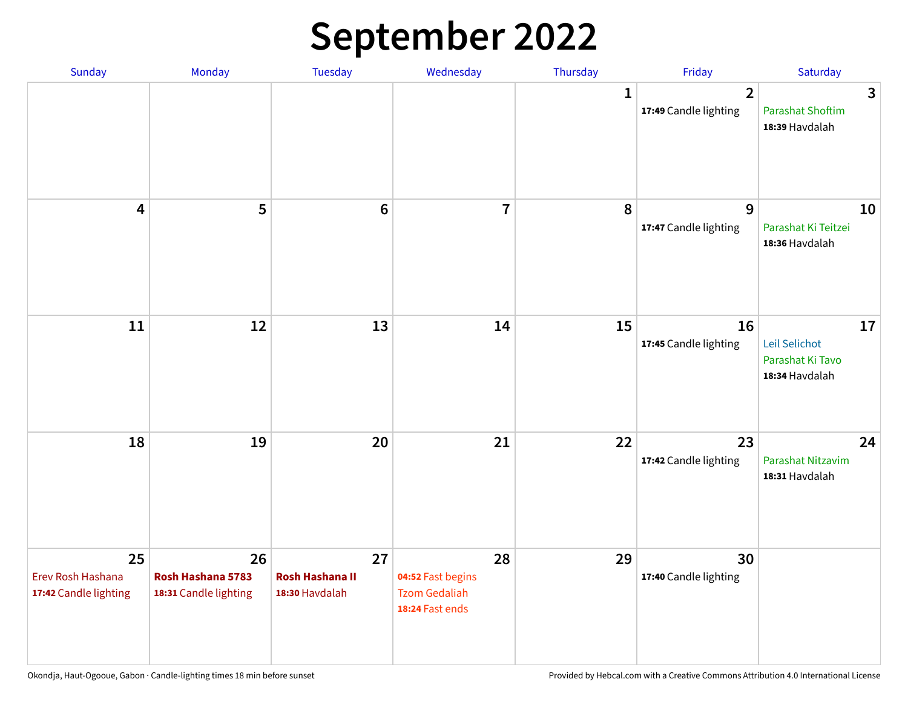# September 2022

| Sunday | Monday | Tuesday | Wednesday | Thursday | Friday | Saturday |
|---|---|---|---|---|---|---|
| | | | | 1 | 2<br>**17:49** Candle lighting | 3<br>Parashat Shoftim<br>**18:39** Havdalah |
| 4 | 5 | 6 | 7 | 8 | 9<br>**17:47** Candle lighting | 10<br>Parashat Ki Teitzei<br>**18:36** Havdalah |
| 11 | 12 | 13 | 14 | 15 | 16<br>**17:45** Candle lighting | 17<br>Leil Selichot<br>Parashat Ki Tavo<br>**18:34** Havdalah |
| 18 | 19 | 20 | 21 | 22 | 23<br>**17:42** Candle lighting | 24<br>Parashat Nitzavim<br>**18:31** Havdalah |
| 25<br>Erev Rosh Hashana<br>**17:42** Candle lighting | 26<br>**Rosh Hashana 5783**<br>**18:31** Candle lighting | 27<br>**Rosh Hashana II**<br>**18:30** Havdalah | 28<br>**04:52** Fast begins<br>Tzom Gedaliah<br>**18:24** Fast ends | 29 | 30<br>**17:40** Candle lighting | |

Okondja, Haut-Ogooue, Gabon · Candle-lighting times 18 min before sunset

Provided by Hebcal.com with a Creative Commons Attribution 4.0 International License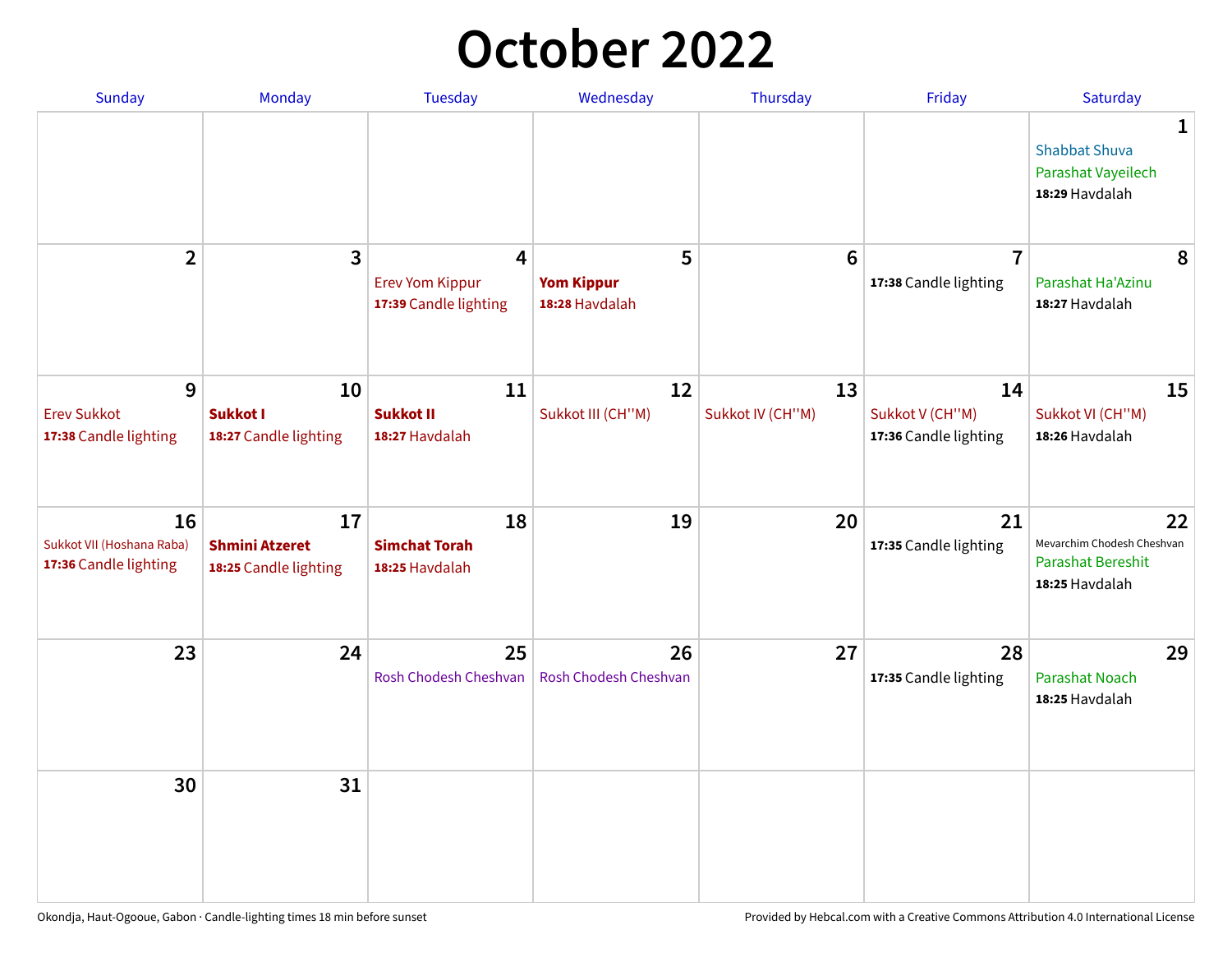# October 2022

| Sunday | Monday | Tuesday | Wednesday | Thursday | Friday | Saturday |
|---|---|---|---|---|---|---|
| | | | | | | **1**<br>Shabbat Shuva<br>Parashat Vayeilech<br>**18:29** Havdalah |
| **2** | **3** | **4**<br>Erev Yom Kippur<br>**17:39** Candle lighting | **5**<br>**Yom Kippur**<br>**18:28** Havdalah | **6** | **7**<br>**17:38** Candle lighting | **8**<br>Parashat Ha'Azinu<br>**18:27** Havdalah |
| **9**<br>Erev Sukkot<br>**17:38** Candle lighting | **10**<br>**Sukkot I**<br>**18:27** Candle lighting | **11**<br>**Sukkot II**<br>**18:27** Havdalah | **12**<br>Sukkot III (CH''M) | **13**<br>Sukkot IV (CH''M) | **14**<br>Sukkot V (CH''M)<br>**17:36** Candle lighting | **15**<br>Sukkot VI (CH''M)<br>**18:26** Havdalah |
| **16**<br>Sukkot VII (Hoshana Raba)<br>**17:36** Candle lighting | **17**<br>**Shmini Atzeret**<br>**18:25** Candle lighting | **18**<br>**Simchat Torah**<br>**18:25** Havdalah | **19** | **20** | **21**<br>**17:35** Candle lighting | **22**<br>Mevarchim Chodesh Cheshvan<br>Parashat Bereshit<br>**18:25** Havdalah |
| **23** | **24** | **25**<br>Rosh Chodesh Cheshvan | **26**<br>Rosh Chodesh Cheshvan | **27** | **28**<br>**17:35** Candle lighting | **29**<br>Parashat Noach<br>**18:25** Havdalah |
| **30** | **31** | | | | | |

Okondja, Haut-Ogooue, Gabon · Candle-lighting times 18 min before sunset

Provided by Hebcal.com with a Creative Commons Attribution 4.0 International License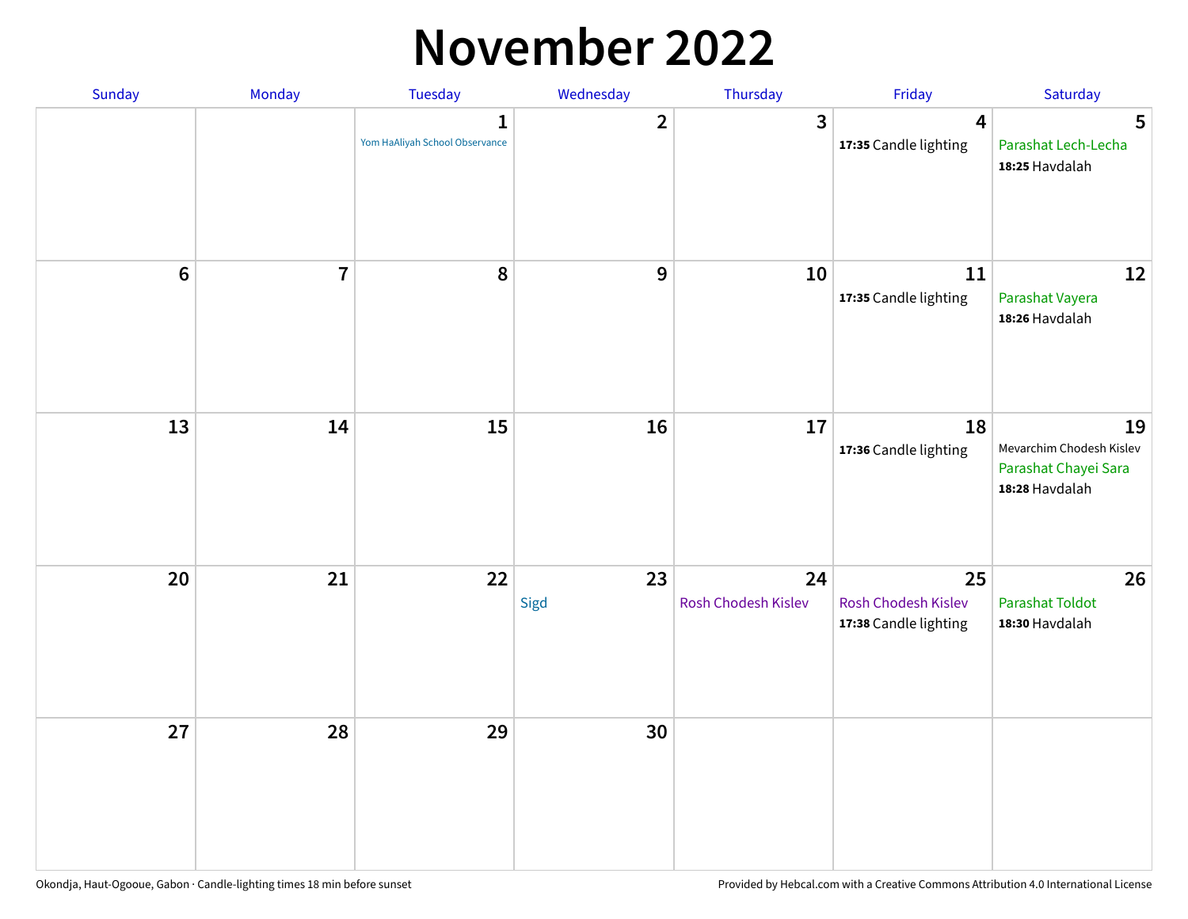# November 2022

| Sunday | Monday | Tuesday | Wednesday | Thursday | Friday | Saturday |
|---|---|---|---|---|---|---|
| | | 1<br>Yom HaAliyah School Observance | 2 | 3 | 4<br>**17:35** Candle lighting | 5<br>Parashat Lech-Lecha<br>**18:25** Havdalah |
| 6 | 7 | 8 | 9 | 10 | 11<br>**17:35** Candle lighting | 12<br>Parashat Vayera<br>**18:26** Havdalah |
| 13 | 14 | 15 | 16 | 17 | 18<br>**17:36** Candle lighting | 19<br>Mevarchim Chodesh Kislev<br>Parashat Chayei Sara<br>**18:28** Havdalah |
| 20 | 21 | 22 | 23<br>Sigd | 24<br>Rosh Chodesh Kislev | 25<br>Rosh Chodesh Kislev<br>**17:38** Candle lighting | 26<br>Parashat Toldot<br>**18:30** Havdalah |
| 27 | 28 | 29 | 30 | | | |

Okondja, Haut-Ogooue, Gabon · Candle-lighting times 18 min before sunset

Provided by Hebcal.com with a Creative Commons Attribution 4.0 International License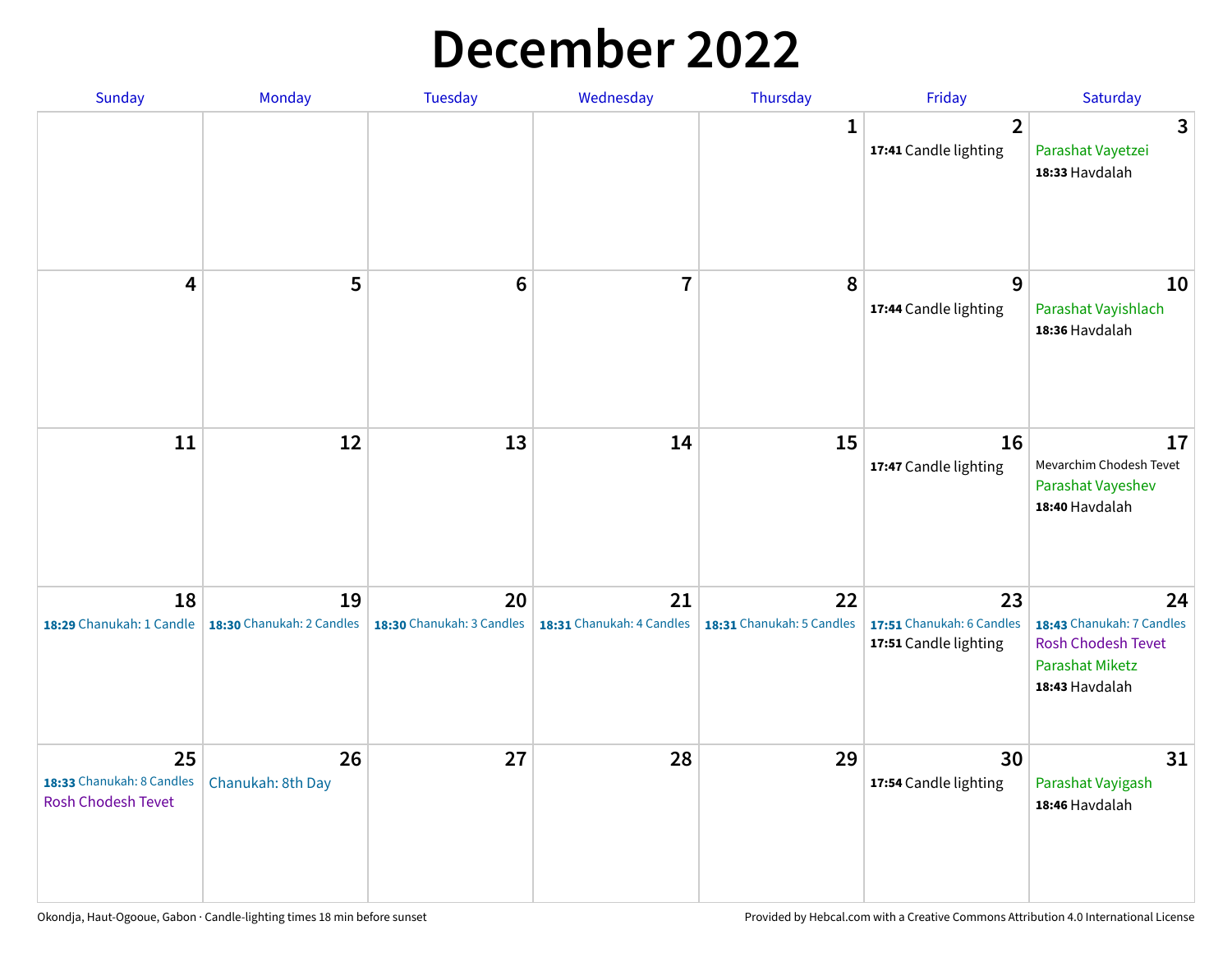# December 2022

| Sunday | Monday | Tuesday | Wednesday | Thursday | Friday | Saturday |
|---|---|---|---|---|---|---|
| | | | | 1 | 2<br>**17:41** Candle lighting | 3<br>Parashat Vayetzei<br>**18:33** Havdalah |
| 4 | 5 | 6 | 7 | 8 | 9<br>**17:44** Candle lighting | 10<br>Parashat Vayishlach<br>**18:36** Havdalah |
| 11 | 12 | 13 | 14 | 15 | 16<br>**17:47** Candle lighting | 17<br>Mevarchim Chodesh Tevet<br>Parashat Vayeshev<br>**18:40** Havdalah |
| 18<br>**18:29** Chanukah: 1 Candle | 19<br>**18:30** Chanukah: 2 Candles | 20<br>**18:30** Chanukah: 3 Candles | 21<br>**18:31** Chanukah: 4 Candles | 22<br>**18:31** Chanukah: 5 Candles | 23<br>**17:51** Chanukah: 6 Candles<br>**17:51** Candle lighting | 24<br>**18:43** Chanukah: 7 Candles<br>Rosh Chodesh Tevet<br>Parashat Miketz<br>**18:43** Havdalah |
| 25<br>**18:33** Chanukah: 8 Candles<br>Rosh Chodesh Tevet | 26<br>Chanukah: 8th Day | 27 | 28 | 29 | 30<br>**17:54** Candle lighting | 31<br>Parashat Vayigash<br>**18:46** Havdalah |

Okondja, Haut-Ogooue, Gabon · Candle-lighting times 18 min before sunset

Provided by Hebcal.com with a Creative Commons Attribution 4.0 International License